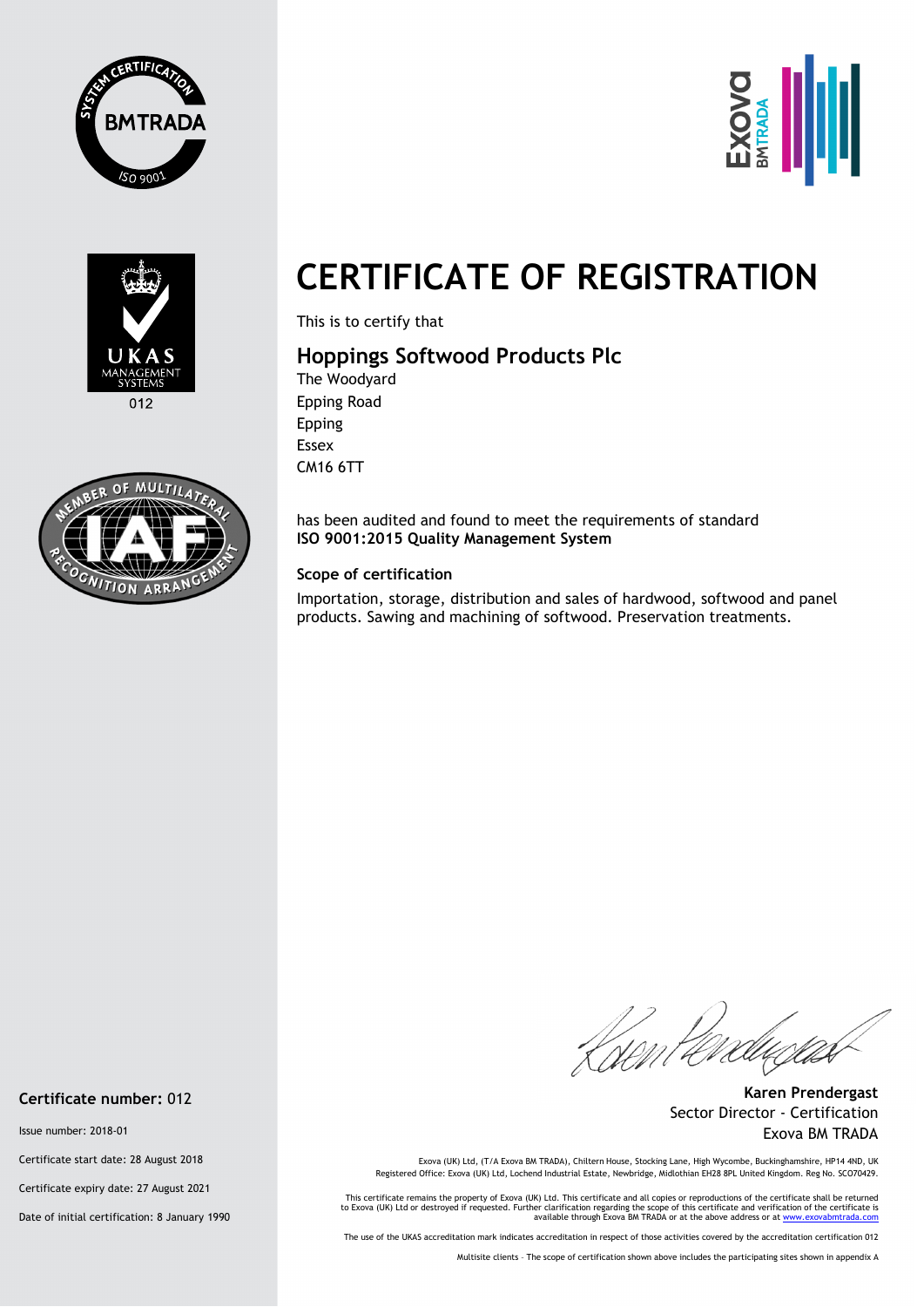# CERTIFICATE OF REGISTRATION

This is to certify that

## Hoppings Softwood Products Plc

The Woodyard
Epping Road
Epping
Essex
CM16 6TT

has been audited and found to meet the requirements of standard
**ISO 9001:2015 Quality Management System**

### Scope of certification

Importation, storage, distribution and sales of hardwood, softwood and panel products. Sawing and machining of softwood. Preservation treatments.

**Karen Prendergast**
Sector Director - Certification
Exova BM TRADA

**Certificate number:** 012

Issue number: 2018-01

Certificate start date: 28 August 2018

Certificate expiry date: 27 August 2021

Date of initial certification: 8 January 1990

Exova (UK) Ltd, (T/A Exova BM TRADA), Chiltern House, Stocking Lane, High Wycombe, Buckinghamshire, HP14 4ND, UK
Registered Office: Exova (UK) Ltd, Lochend Industrial Estate, Newbridge, Midlothian EH28 8PL United Kingdom. Reg No. SCO70429.

This certificate remains the property of Exova (UK) Ltd. This certificate and all copies or reproductions of the certificate shall be returned to Exova (UK) Ltd or destroyed if requested. Further clarification regarding the scope of this certificate and verification of the certificate is available through Exova BM TRADA or at the above address or at www.exovabmtrada.com

The use of the UKAS accreditation mark indicates accreditation in respect of those activities covered by the accreditation certification 012

Multisite clients – The scope of certification shown above includes the participating sites shown in appendix A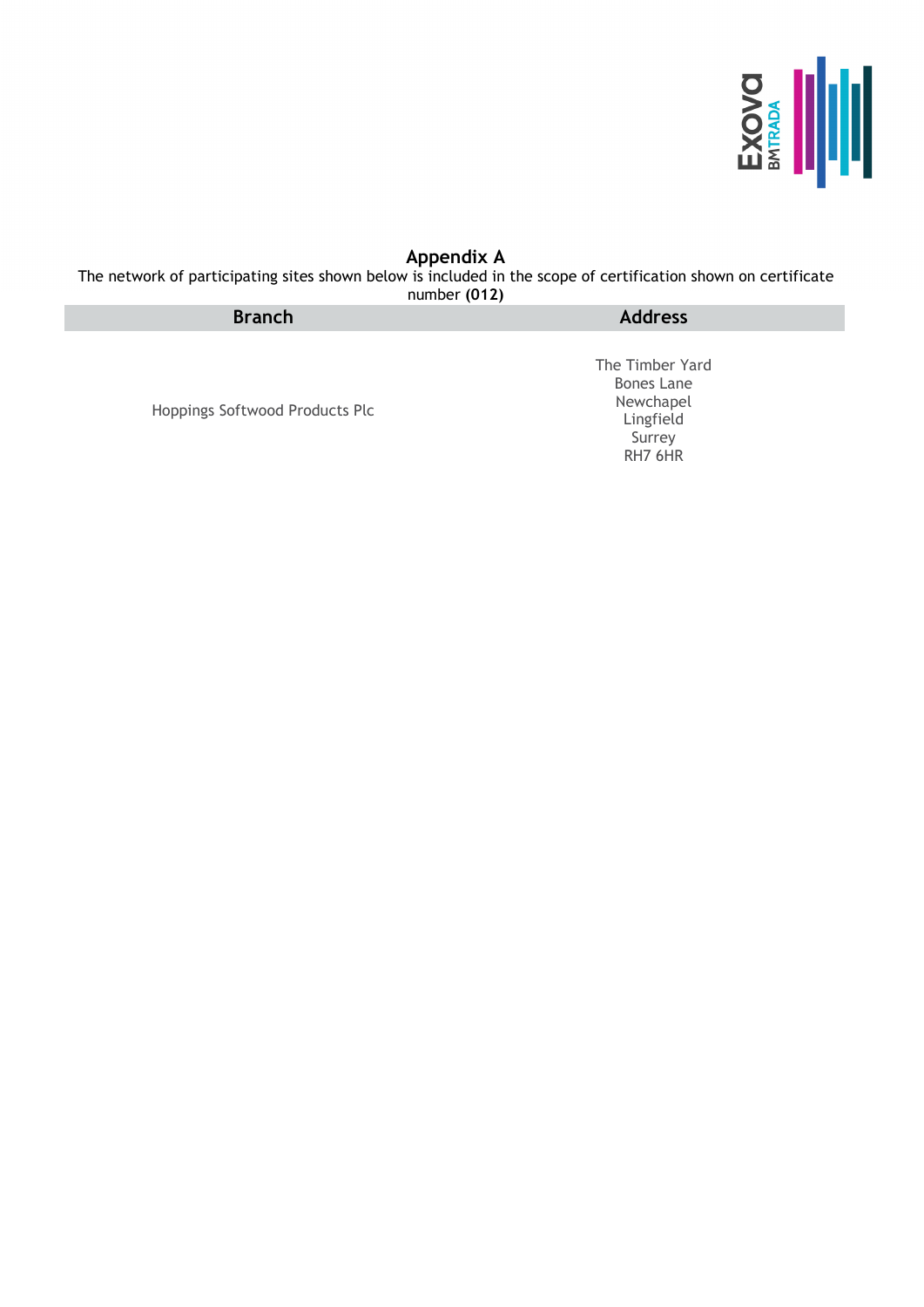## Appendix A

The network of participating sites shown below is included in the scope of certification shown on certificate number **(012)**

| Branch | Address |
| --- | --- |
| Hoppings Softwood Products Plc | The Timber Yard<br>Bones Lane<br>Newchapel<br>Lingfield<br>Surrey<br>RH7 6HR |